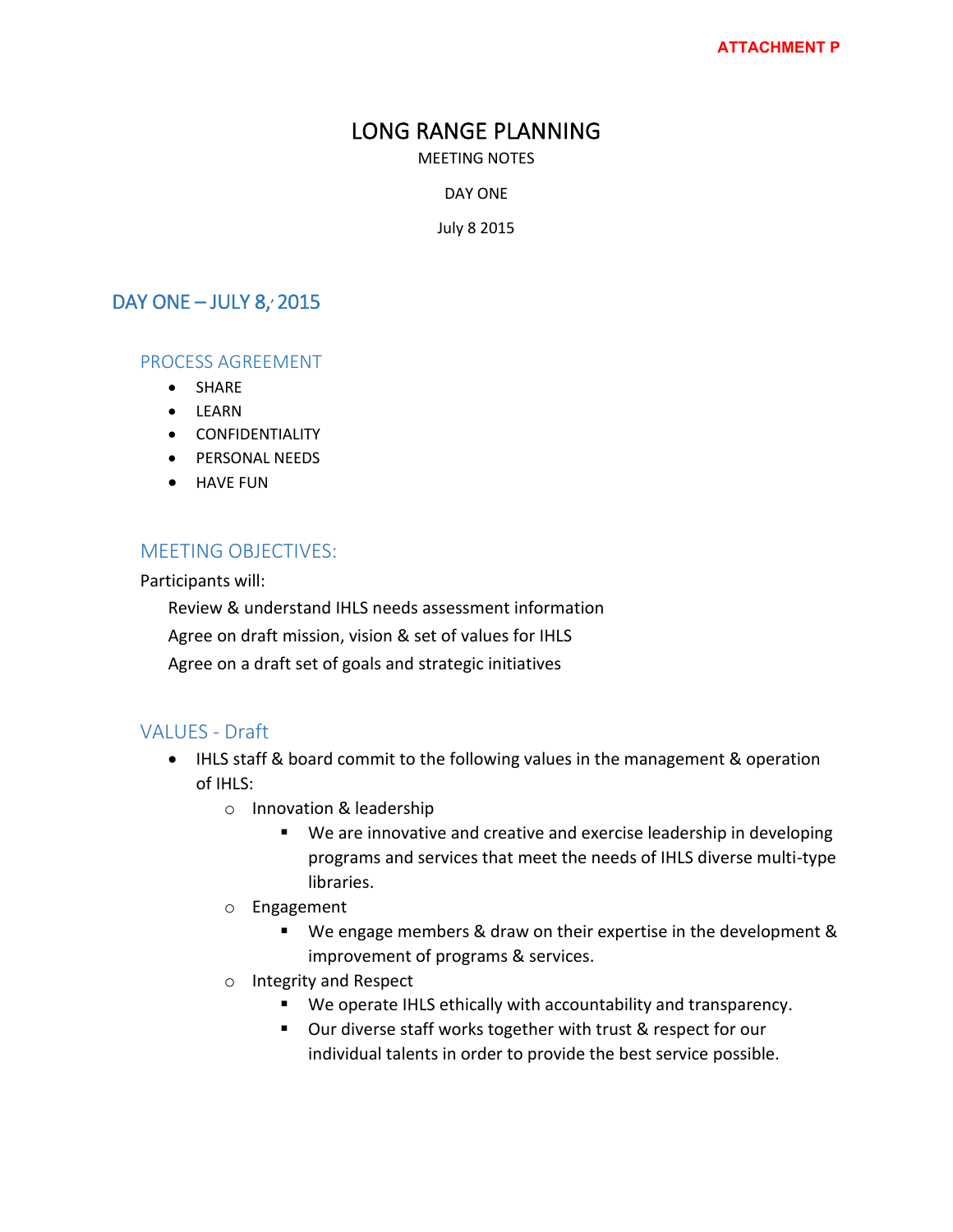ATTACHMENT P

# LONG RANGE PLANNING

MEETING NOTES

DAY ONE

July 8 2015

## DAY ONE – JULY 8, 2015

### PROCESS AGREEMENT

- SHARE
- LEARN
- CONFIDENTIALITY
- PERSONAL NEEDS
- HAVE FUN

### MEETING OBJECTIVES:

Participants will:

Review & understand IHLS needs assessment information

Agree on draft mission, vision & set of values for IHLS

Agree on a draft set of goals and strategic initiatives

### VALUES - Draft

- IHLS staff & board commit to the following values in the management & operation of IHLS:
  - Innovation & leadership
    - We are innovative and creative and exercise leadership in developing programs and services that meet the needs of IHLS diverse multi-type libraries.
  - Engagement
    - We engage members & draw on their expertise in the development & improvement of programs & services.
  - Integrity and Respect
    - We operate IHLS ethically with accountability and transparency.
    - Our diverse staff works together with trust & respect for our individual talents in order to provide the best service possible.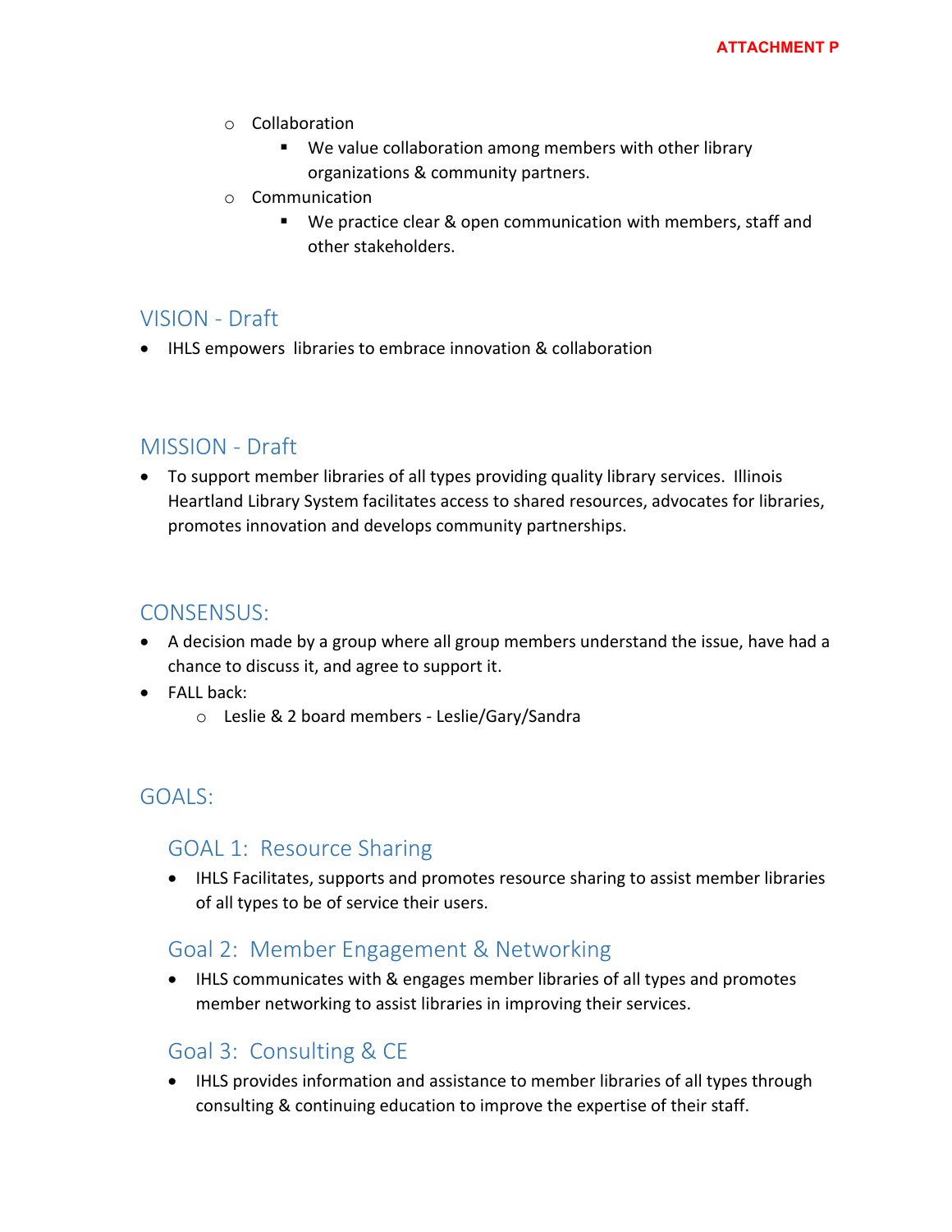- Collaboration
    - We value collaboration among members with other library organizations & community partners.
- Communication
    - We practice clear & open communication with members, staff and other stakeholders.

## VISION - Draft

- IHLS empowers  libraries to embrace innovation & collaboration

## MISSION - Draft

- To support member libraries of all types providing quality library services.  Illinois Heartland Library System facilitates access to shared resources, advocates for libraries, promotes innovation and develops community partnerships.

## CONSENSUS:

- A decision made by a group where all group members understand the issue, have had a chance to discuss it, and agree to support it.
- FALL back:
    - Leslie & 2 board members - Leslie/Gary/Sandra

## GOALS:

### GOAL 1:  Resource Sharing

- IHLS Facilitates, supports and promotes resource sharing to assist member libraries of all types to be of service their users.

### Goal 2:  Member Engagement & Networking

- IHLS communicates with & engages member libraries of all types and promotes member networking to assist libraries in improving their services.

### Goal 3:  Consulting & CE

- IHLS provides information and assistance to member libraries of all types through consulting & continuing education to improve the expertise of their staff.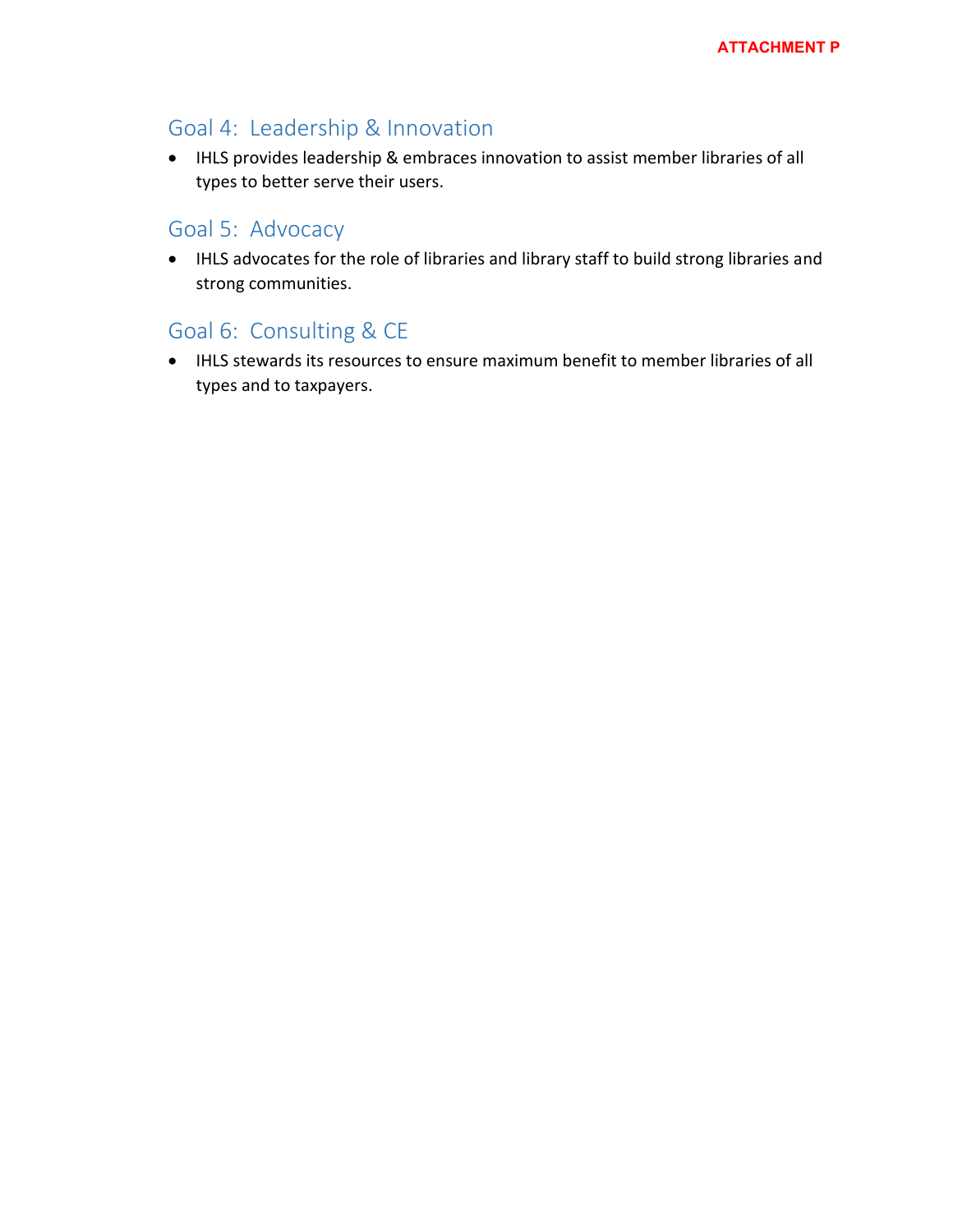ATTACHMENT P

## Goal 4: Leadership & Innovation

- IHLS provides leadership & embraces innovation to assist member libraries of all types to better serve their users.

## Goal 5: Advocacy

- IHLS advocates for the role of libraries and library staff to build strong libraries and strong communities.

## Goal 6: Consulting & CE

- IHLS stewards its resources to ensure maximum benefit to member libraries of all types and to taxpayers.